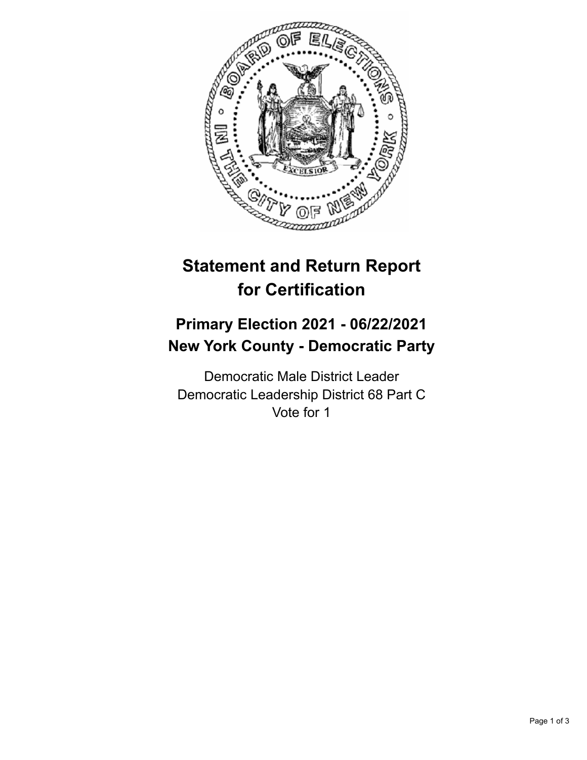# Statement and Return Report for Certification

## Primary Election 2021 - 06/22/2021
## New York County - Democratic Party

Democratic Male District Leader
Democratic Leadership District 68 Part C
Vote for 1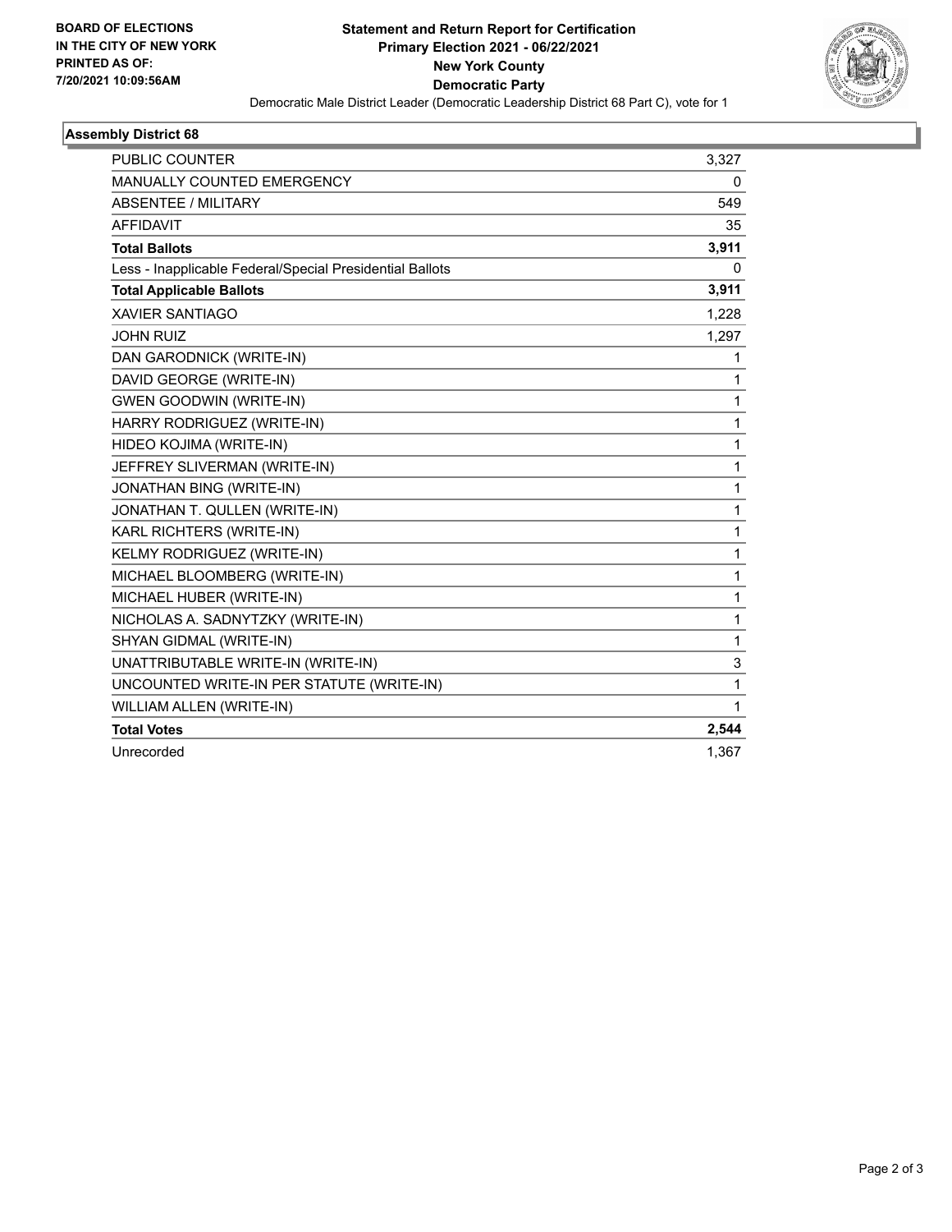**BOARD OF ELECTIONS IN THE CITY OF NEW YORK PRINTED AS OF: 7/20/2021 10:09:56AM**

**Statement and Return Report for Certification**
**Primary Election 2021 - 06/22/2021**
**New York County**
**Democratic Party**

Democratic Male District Leader (Democratic Leadership District 68 Part C), vote for 1

### Assembly District 68

| | |
|---|---|
| PUBLIC COUNTER | 3,327 |
| MANUALLY COUNTED EMERGENCY | 0 |
| ABSENTEE / MILITARY | 549 |
| AFFIDAVIT | 35 |
| **Total Ballots** | **3,911** |
| Less - Inapplicable Federal/Special Presidential Ballots | 0 |
| **Total Applicable Ballots** | **3,911** |
| XAVIER SANTIAGO | 1,228 |
| JOHN RUIZ | 1,297 |
| DAN GARODNICK (WRITE-IN) | 1 |
| DAVID GEORGE (WRITE-IN) | 1 |
| GWEN GOODWIN (WRITE-IN) | 1 |
| HARRY RODRIGUEZ (WRITE-IN) | 1 |
| HIDEO KOJIMA (WRITE-IN) | 1 |
| JEFFREY SLIVERMAN (WRITE-IN) | 1 |
| JONATHAN BING (WRITE-IN) | 1 |
| JONATHAN T. QULLEN (WRITE-IN) | 1 |
| KARL RICHTERS (WRITE-IN) | 1 |
| KELMY RODRIGUEZ (WRITE-IN) | 1 |
| MICHAEL BLOOMBERG (WRITE-IN) | 1 |
| MICHAEL HUBER (WRITE-IN) | 1 |
| NICHOLAS A. SADNYTZKY (WRITE-IN) | 1 |
| SHYAN GIDMAL (WRITE-IN) | 1 |
| UNATTRIBUTABLE WRITE-IN (WRITE-IN) | 3 |
| UNCOUNTED WRITE-IN PER STATUTE (WRITE-IN) | 1 |
| WILLIAM ALLEN (WRITE-IN) | 1 |
| **Total Votes** | **2,544** |
| Unrecorded | 1,367 |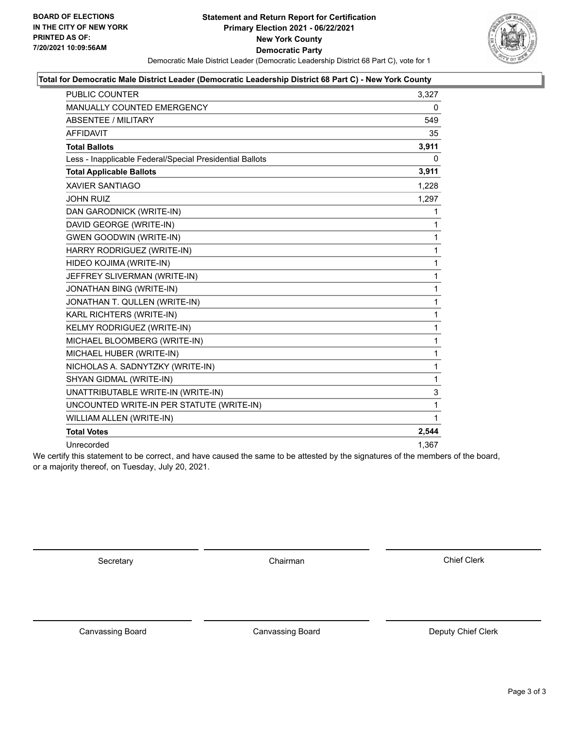**BOARD OF ELECTIONS IN THE CITY OF NEW YORK**
**PRINTED AS OF:**
**7/20/2021 10:09:56AM**

# Statement and Return Report for Certification
## Primary Election 2021 - 06/22/2021
## New York County
## Democratic Party

Democratic Male District Leader (Democratic Leadership District 68 Part C), vote for 1

**Total for Democratic Male District Leader (Democratic Leadership District 68 Part C) - New York County**

| | |
|---|---|
| PUBLIC COUNTER | 3,327 |
| MANUALLY COUNTED EMERGENCY | 0 |
| ABSENTEE / MILITARY | 549 |
| AFFIDAVIT | 35 |
| **Total Ballots** | **3,911** |
| Less - Inapplicable Federal/Special Presidential Ballots | 0 |
| **Total Applicable Ballots** | **3,911** |
| XAVIER SANTIAGO | 1,228 |
| JOHN RUIZ | 1,297 |
| DAN GARODNICK (WRITE-IN) | 1 |
| DAVID GEORGE (WRITE-IN) | 1 |
| GWEN GOODWIN (WRITE-IN) | 1 |
| HARRY RODRIGUEZ (WRITE-IN) | 1 |
| HIDEO KOJIMA (WRITE-IN) | 1 |
| JEFFREY SLIVERMAN (WRITE-IN) | 1 |
| JONATHAN BING (WRITE-IN) | 1 |
| JONATHAN T. QULLEN (WRITE-IN) | 1 |
| KARL RICHTERS (WRITE-IN) | 1 |
| KELMY RODRIGUEZ (WRITE-IN) | 1 |
| MICHAEL BLOOMBERG (WRITE-IN) | 1 |
| MICHAEL HUBER (WRITE-IN) | 1 |
| NICHOLAS A. SADNYTZKY (WRITE-IN) | 1 |
| SHYAN GIDMAL (WRITE-IN) | 1 |
| UNATTRIBUTABLE WRITE-IN (WRITE-IN) | 3 |
| UNCOUNTED WRITE-IN PER STATUTE (WRITE-IN) | 1 |
| WILLIAM ALLEN (WRITE-IN) | 1 |
| **Total Votes** | **2,544** |
| Unrecorded | 1,367 |

We certify this statement to be correct, and have caused the same to be attested by the signatures of the members of the board, or a majority thereof, on Tuesday, July 20, 2021.

Secretary

Chairman

Chief Clerk

Canvassing Board

Canvassing Board

Deputy Chief Clerk